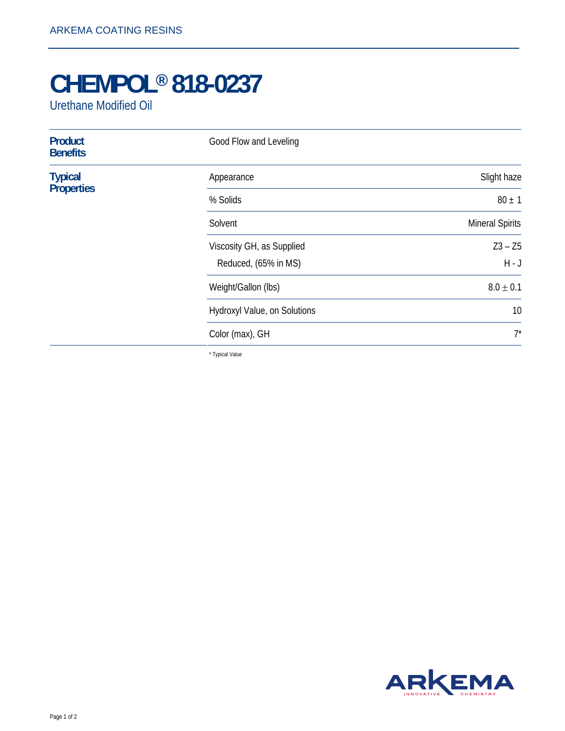ARKEMA COATING RESINS

# CHEMPOL® 818-0237

Urethane Modified Oil

**Product Benefits**

Good Flow and Leveling

**Typical Properties**

| Property | Value |
|---|---|
| Appearance | Slight haze |
| % Solids | 80 ± 1 |
| Solvent | Mineral Spirits |
| Viscosity GH, as Supplied | Z3 – Z5 |
| Reduced, (65% in MS) | H - J |
| Weight/Gallon (lbs) | 8.0 ± 0.1 |
| Hydroxyl Value, on Solutions | 10 |
| Color (max), GH | 7* |

* Typical Value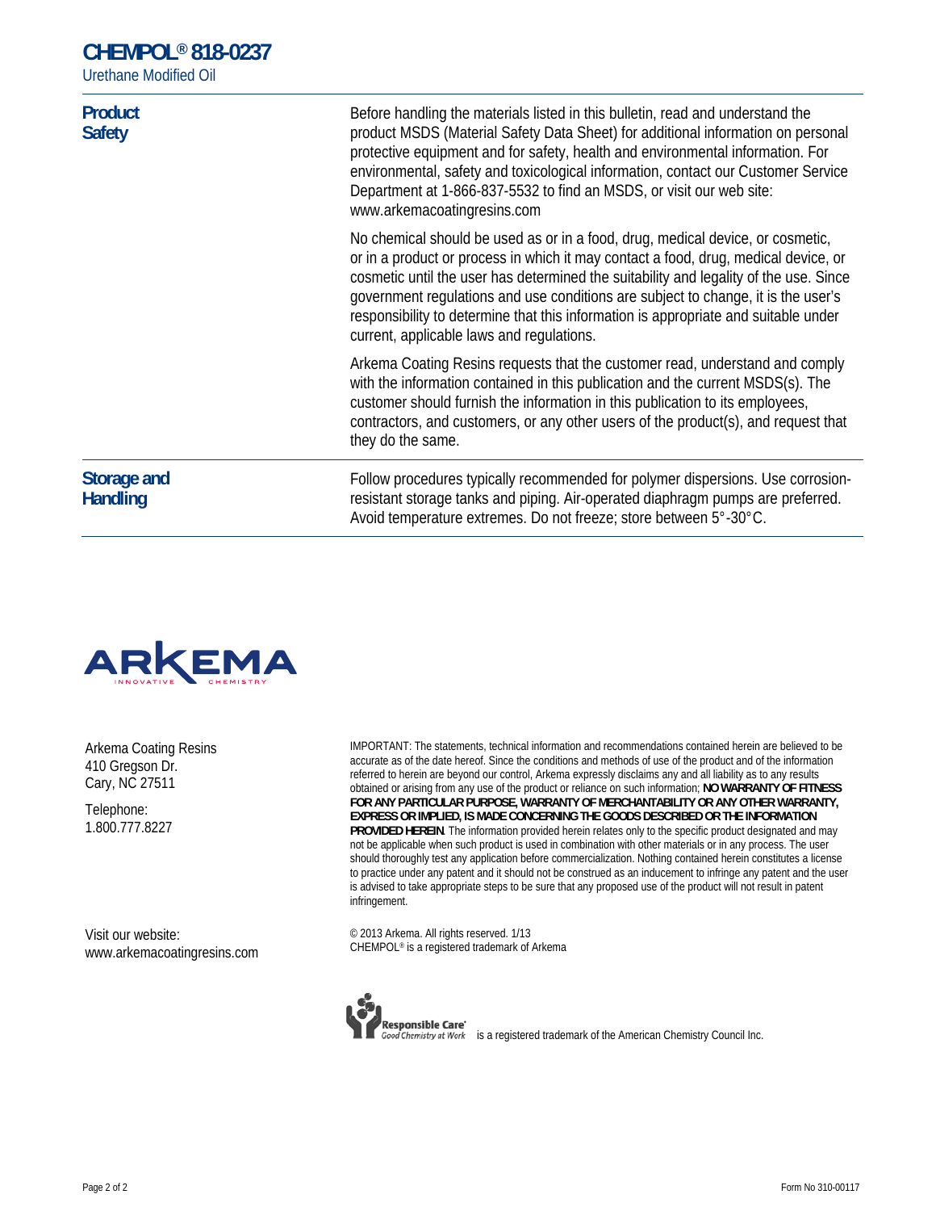# CHEMPOL® 818-0237

Urethane Modified Oil

## Product Safety

Before handling the materials listed in this bulletin, read and understand the product MSDS (Material Safety Data Sheet) for additional information on personal protective equipment and for safety, health and environmental information. For environmental, safety and toxicological information, contact our Customer Service Department at 1-866-837-5532 to find an MSDS, or visit our web site: www.arkemacoatingresins.com

No chemical should be used as or in a food, drug, medical device, or cosmetic, or in a product or process in which it may contact a food, drug, medical device, or cosmetic until the user has determined the suitability and legality of the use. Since government regulations and use conditions are subject to change, it is the user's responsibility to determine that this information is appropriate and suitable under current, applicable laws and regulations.

Arkema Coating Resins requests that the customer read, understand and comply with the information contained in this publication and the current MSDS(s). The customer should furnish the information in this publication to its employees, contractors, and customers, or any other users of the product(s), and request that they do the same.

## Storage and Handling

Follow procedures typically recommended for polymer dispersions. Use corrosion-resistant storage tanks and piping. Air-operated diaphragm pumps are preferred. Avoid temperature extremes. Do not freeze; store between 5°-30°C.

ARKEMA
INNOVATIVE CHEMISTRY

Arkema Coating Resins
410 Gregson Dr.
Cary, NC 27511

Telephone:
1.800.777.8227

Visit our website:
www.arkemacoatingresins.com

IMPORTANT: The statements, technical information and recommendations contained herein are believed to be accurate as of the date hereof. Since the conditions and methods of use of the product and of the information referred to herein are beyond our control, Arkema expressly disclaims any and all liability as to any results obtained or arising from any use of the product or reliance on such information; **NO WARRANTY OF FITNESS FOR ANY PARTICULAR PURPOSE, WARRANTY OF MERCHANTABILITY OR ANY OTHER WARRANTY, EXPRESS OR IMPLIED, IS MADE CONCERNING THE GOODS DESCRIBED OR THE INFORMATION PROVIDED HEREIN**. The information provided herein relates only to the specific product designated and may not be applicable when such product is used in combination with other materials or in any process. The user should thoroughly test any application before commercialization. Nothing contained herein constitutes a license to practice under any patent and it should not be construed as an inducement to infringe any patent and the user is advised to take appropriate steps to be sure that any proposed use of the product will not result in patent infringement.

© 2013 Arkema. All rights reserved. 1/13
CHEMPOL® is a registered trademark of Arkema

Responsible Care® Good Chemistry at Work is a registered trademark of the American Chemistry Council Inc.

Form No 310-00117